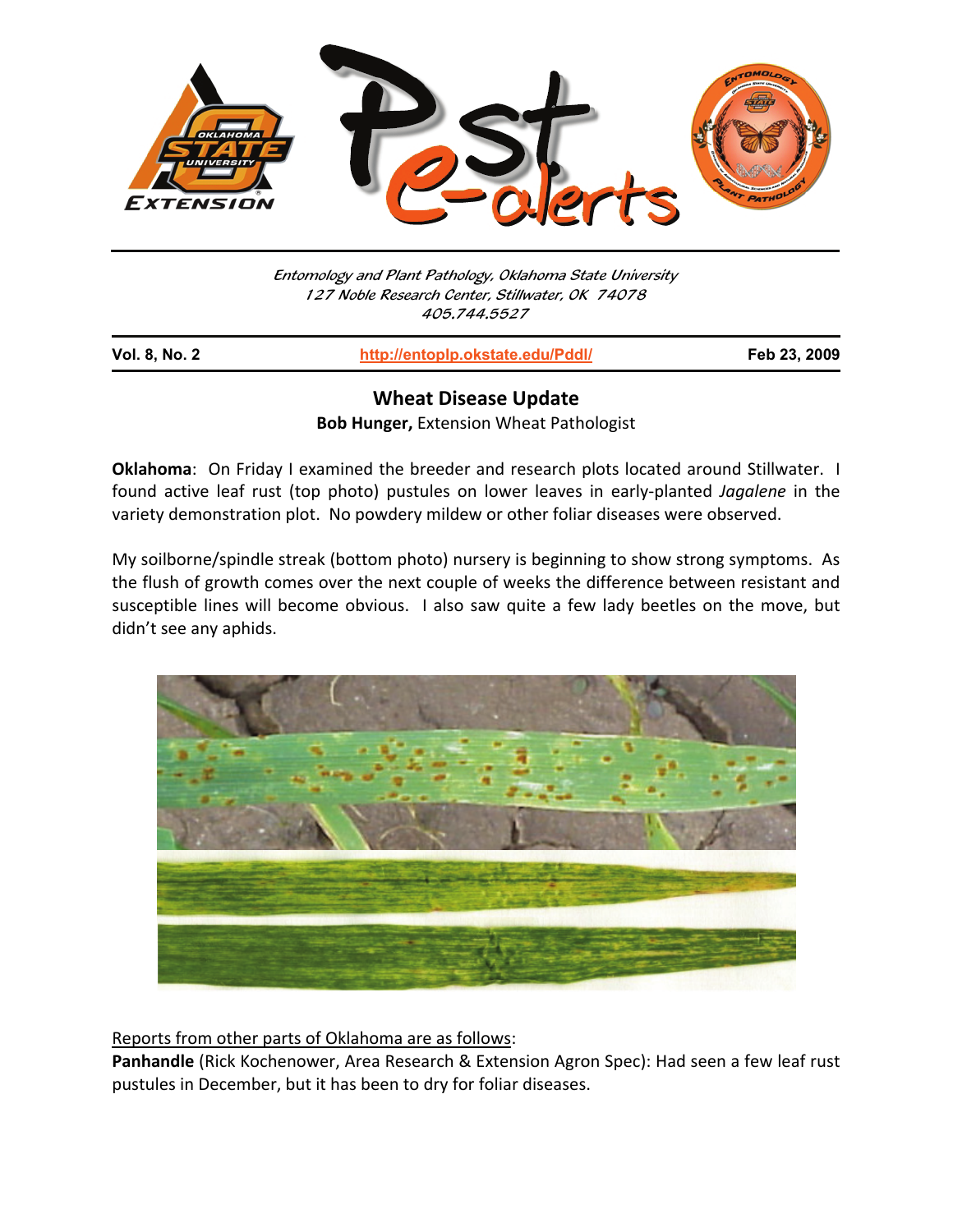Entomology and Plant Pathology, Oklahoma State University
127 Noble Research Center, Stillwater, OK 74078
405.744.5527

**Vol. 8, No. 2** | http://entoplp.okstate.edu/Pddl/ | **Feb 23, 2009**

## Wheat Disease Update

**Bob Hunger,** Extension Wheat Pathologist

**Oklahoma**: On Friday I examined the breeder and research plots located around Stillwater. I found active leaf rust (top photo) pustules on lower leaves in early-planted *Jagalene* in the variety demonstration plot. No powdery mildew or other foliar diseases were observed.

My soilborne/spindle streak (bottom photo) nursery is beginning to show strong symptoms. As the flush of growth comes over the next couple of weeks the difference between resistant and susceptible lines will become obvious. I also saw quite a few lady beetles on the move, but didn't see any aphids.

Reports from other parts of Oklahoma are as follows:

**Panhandle** (Rick Kochenower, Area Research & Extension Agron Spec): Had seen a few leaf rust pustules in December, but it has been to dry for foliar diseases.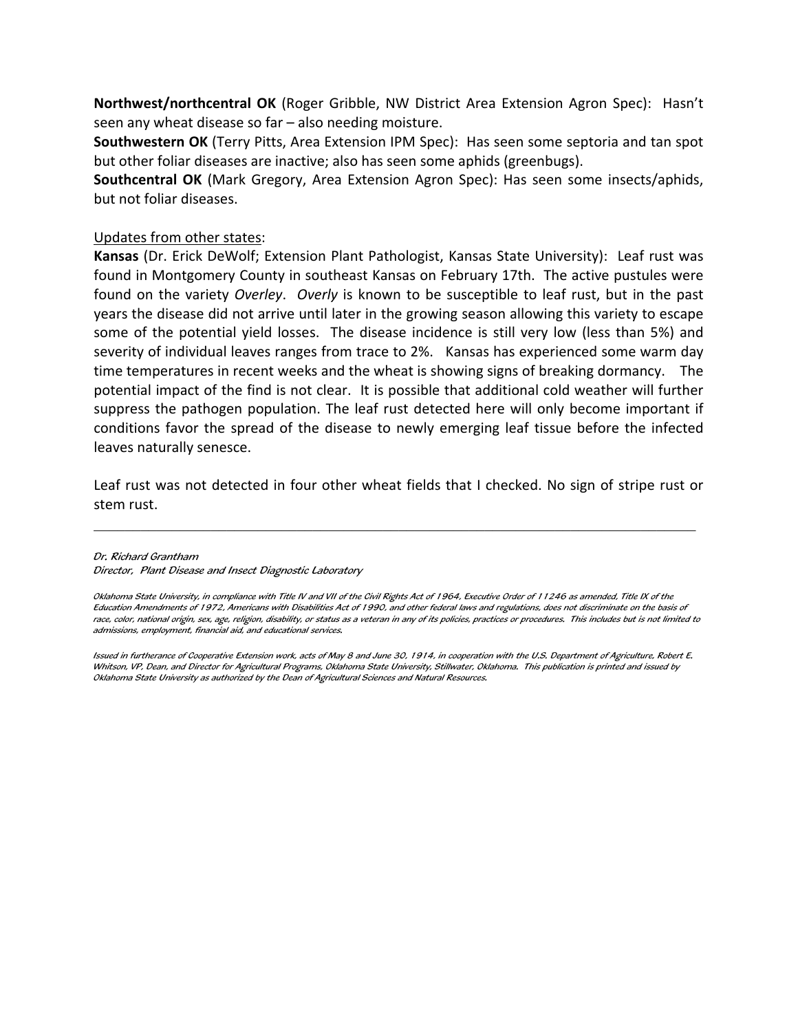**Northwest/northcentral OK** (Roger Gribble, NW District Area Extension Agron Spec): Hasn't seen any wheat disease so far – also needing moisture.

**Southwestern OK** (Terry Pitts, Area Extension IPM Spec): Has seen some septoria and tan spot but other foliar diseases are inactive; also has seen some aphids (greenbugs).

**Southcentral OK** (Mark Gregory, Area Extension Agron Spec): Has seen some insects/aphids, but not foliar diseases.

<u>Updates from other states</u>:

**Kansas** (Dr. Erick DeWolf; Extension Plant Pathologist, Kansas State University): Leaf rust was found in Montgomery County in southeast Kansas on February 17th. The active pustules were found on the variety *Overley*. *Overly* is known to be susceptible to leaf rust, but in the past years the disease did not arrive until later in the growing season allowing this variety to escape some of the potential yield losses. The disease incidence is still very low (less than 5%) and severity of individual leaves ranges from trace to 2%. Kansas has experienced some warm day time temperatures in recent weeks and the wheat is showing signs of breaking dormancy. The potential impact of the find is not clear. It is possible that additional cold weather will further suppress the pathogen population. The leaf rust detected here will only become important if conditions favor the spread of the disease to newly emerging leaf tissue before the infected leaves naturally senesce.

Leaf rust was not detected in four other wheat fields that I checked. No sign of stripe rust or stem rust.

---

*Dr. Richard Grantham*
*Director, Plant Disease and Insect Diagnostic Laboratory*

*Oklahoma State University, in compliance with Title IV and VII of the Civil Rights Act of 1964, Executive Order of 11246 as amended, Title IX of the Education Amendments of 1972, Americans with Disabilities Act of 1990, and other federal laws and regulations, does not discriminate on the basis of race, color, national origin, sex, age, religion, disability, or status as a veteran in any of its policies, practices or procedures. This includes but is not limited to admissions, employment, financial aid, and educational services.*

*Issued in furtherance of Cooperative Extension work, acts of May 8 and June 30, 1914, in cooperation with the U.S. Department of Agriculture, Robert E. Whitson, VP, Dean, and Director for Agricultural Programs, Oklahoma State University, Stillwater, Oklahoma. This publication is printed and issued by Oklahoma State University as authorized by the Dean of Agricultural Sciences and Natural Resources.*